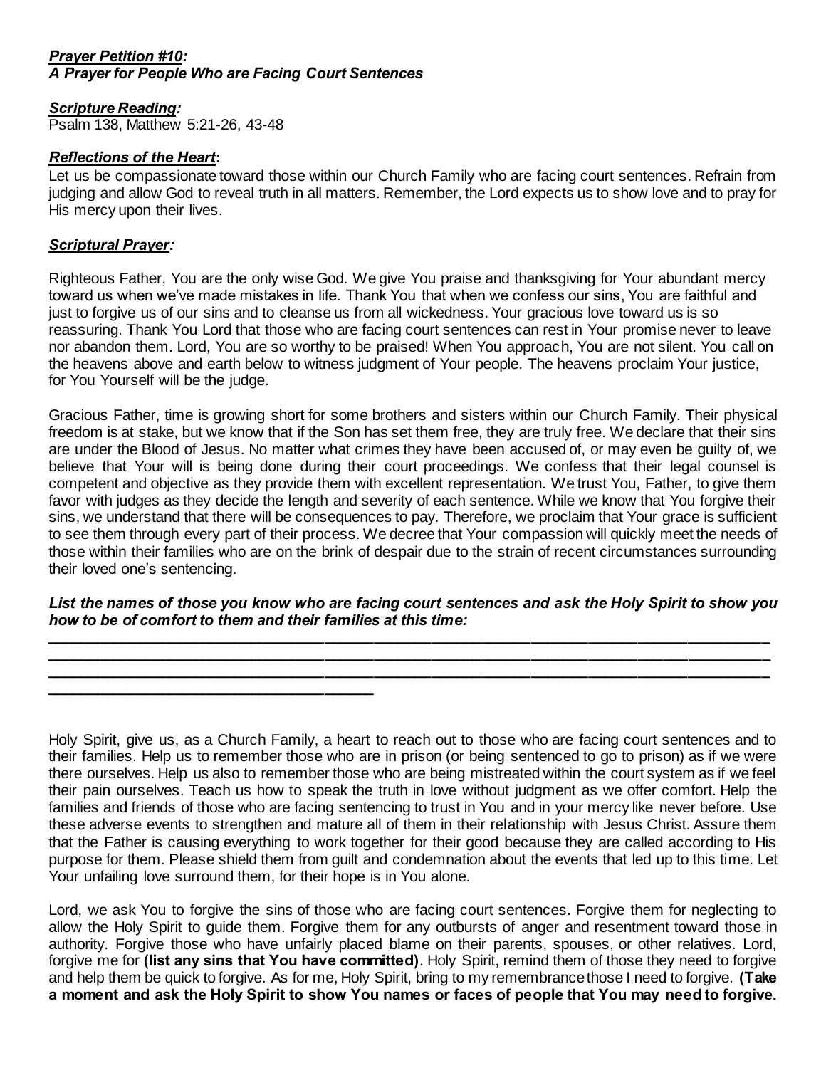***Prayer Petition #10:***
***A Prayer for People Who are Facing Court Sentences***

***Scripture Reading:***
Psalm 138, Matthew 5:21-26, 43-48

***Reflections of the Heart*:**
Let us be compassionate toward those within our Church Family who are facing court sentences. Refrain from judging and allow God to reveal truth in all matters. Remember, the Lord expects us to show love and to pray for His mercy upon their lives.

***Scriptural Prayer:***

Righteous Father, You are the only wise God. We give You praise and thanksgiving for Your abundant mercy toward us when we've made mistakes in life. Thank You that when we confess our sins, You are faithful and just to forgive us of our sins and to cleanse us from all wickedness. Your gracious love toward us is so reassuring. Thank You Lord that those who are facing court sentences can rest in Your promise never to leave nor abandon them. Lord, You are so worthy to be praised! When You approach, You are not silent. You call on the heavens above and earth below to witness judgment of Your people. The heavens proclaim Your justice, for You Yourself will be the judge.

Gracious Father, time is growing short for some brothers and sisters within our Church Family. Their physical freedom is at stake, but we know that if the Son has set them free, they are truly free. We declare that their sins are under the Blood of Jesus. No matter what crimes they have been accused of, or may even be guilty of, we believe that Your will is being done during their court proceedings. We confess that their legal counsel is competent and objective as they provide them with excellent representation. We trust You, Father, to give them favor with judges as they decide the length and severity of each sentence. While we know that You forgive their sins, we understand that there will be consequences to pay. Therefore, we proclaim that Your grace is sufficient to see them through every part of their process. We decree that Your compassion will quickly meet the needs of those within their families who are on the brink of despair due to the strain of recent circumstances surrounding their loved one's sentencing.

***List the names of those you know who are facing court sentences and ask the Holy Spirit to show you how to be of comfort to them and their families at this time:***

______________________________________________________________________________
______________________________________________________________________________
______________________________________________________________________________
________________________________________

Holy Spirit, give us, as a Church Family, a heart to reach out to those who are facing court sentences and to their families. Help us to remember those who are in prison (or being sentenced to go to prison) as if we were there ourselves. Help us also to remember those who are being mistreated within the court system as if we feel their pain ourselves. Teach us how to speak the truth in love without judgment as we offer comfort. Help the families and friends of those who are facing sentencing to trust in You and in your mercy like never before. Use these adverse events to strengthen and mature all of them in their relationship with Jesus Christ. Assure them that the Father is causing everything to work together for their good because they are called according to His purpose for them. Please shield them from guilt and condemnation about the events that led up to this time. Let Your unfailing love surround them, for their hope is in You alone.

Lord, we ask You to forgive the sins of those who are facing court sentences. Forgive them for neglecting to allow the Holy Spirit to guide them. Forgive them for any outbursts of anger and resentment toward those in authority. Forgive those who have unfairly placed blame on their parents, spouses, or other relatives. Lord, forgive me for **(list any sins that You have committed)**. Holy Spirit, remind them of those they need to forgive and help them be quick to forgive. As for me, Holy Spirit, bring to my remembrance those I need to forgive. **(Take a moment and ask the Holy Spirit to show You names or faces of people that You may need to forgive.**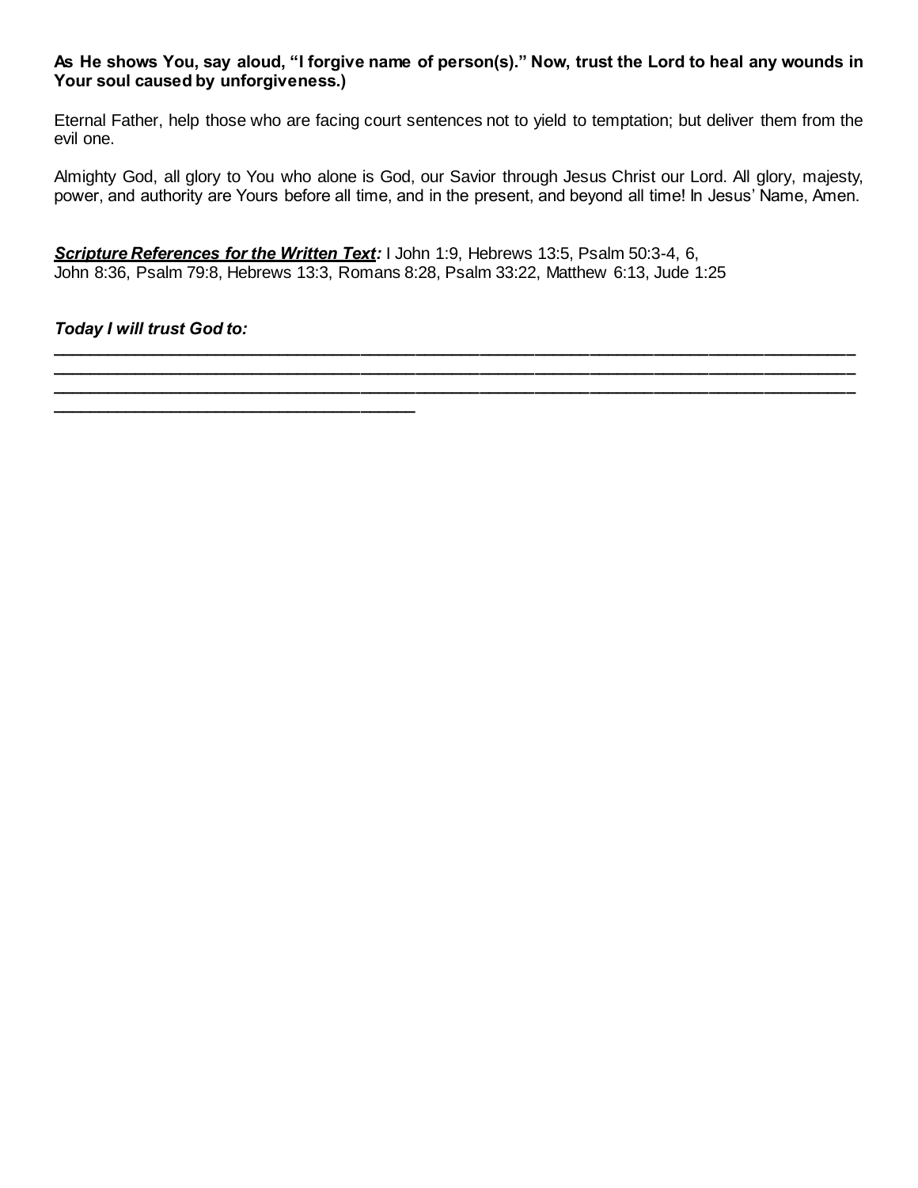**As He shows You, say aloud, "I forgive name of person(s)." Now, trust the Lord to heal any wounds in Your soul caused by unforgiveness.)**

Eternal Father, help those who are facing court sentences not to yield to temptation; but deliver them from the evil one.

Almighty God, all glory to You who alone is God, our Savior through Jesus Christ our Lord. All glory, majesty, power, and authority are Yours before all time, and in the present, and beyond all time! In Jesus' Name, Amen.

***Scripture References for the Written Text:*** I John 1:9, Hebrews 13:5, Psalm 50:3-4, 6, John 8:36, Psalm 79:8, Hebrews 13:3, Romans 8:28, Psalm 33:22, Matthew 6:13, Jude 1:25

***Today I will trust God to:***

________________________________________________________________________________
________________________________________________________________________________
________________________________________________________________________________
________________________________________